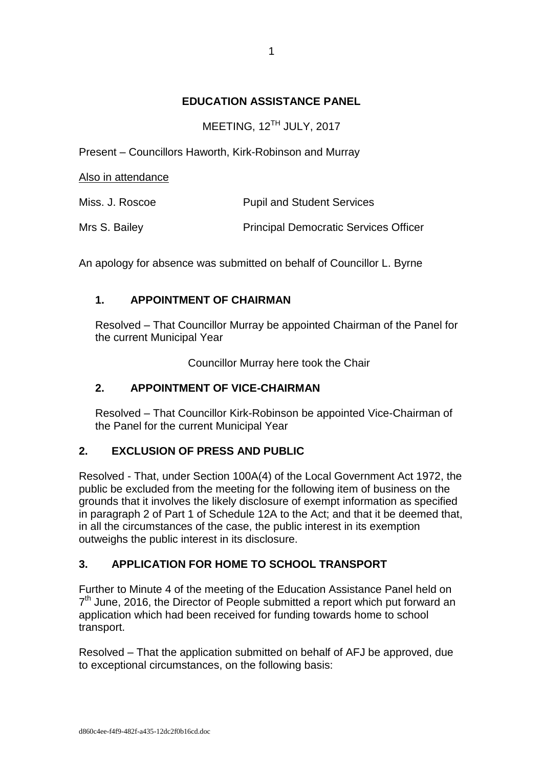# EDUCATION ASSISTANCE PANEL

MEETING, 12TH JULY, 2017

Present – Councillors Haworth, Kirk-Robinson and Murray

Also in attendance

| | |
|---|---|
| Miss. J. Roscoe | Pupil and Student Services |
| Mrs S. Bailey | Principal Democratic Services Officer |

An apology for absence was submitted on behalf of Councillor L. Byrne

## 1. APPOINTMENT OF CHAIRMAN

Resolved – That Councillor Murray be appointed Chairman of the Panel for the current Municipal Year

Councillor Murray here took the Chair

## 2. APPOINTMENT OF VICE-CHAIRMAN

Resolved – That Councillor Kirk-Robinson be appointed Vice-Chairman of the Panel for the current Municipal Year

## 2. EXCLUSION OF PRESS AND PUBLIC

Resolved - That, under Section 100A(4) of the Local Government Act 1972, the public be excluded from the meeting for the following item of business on the grounds that it involves the likely disclosure of exempt information as specified in paragraph 2 of Part 1 of Schedule 12A to the Act; and that it be deemed that, in all the circumstances of the case, the public interest in its exemption outweighs the public interest in its disclosure.

## 3. APPLICATION FOR HOME TO SCHOOL TRANSPORT

Further to Minute 4 of the meeting of the Education Assistance Panel held on 7th June, 2016, the Director of People submitted a report which put forward an application which had been received for funding towards home to school transport.

Resolved – That the application submitted on behalf of AFJ be approved, due to exceptional circumstances, on the following basis: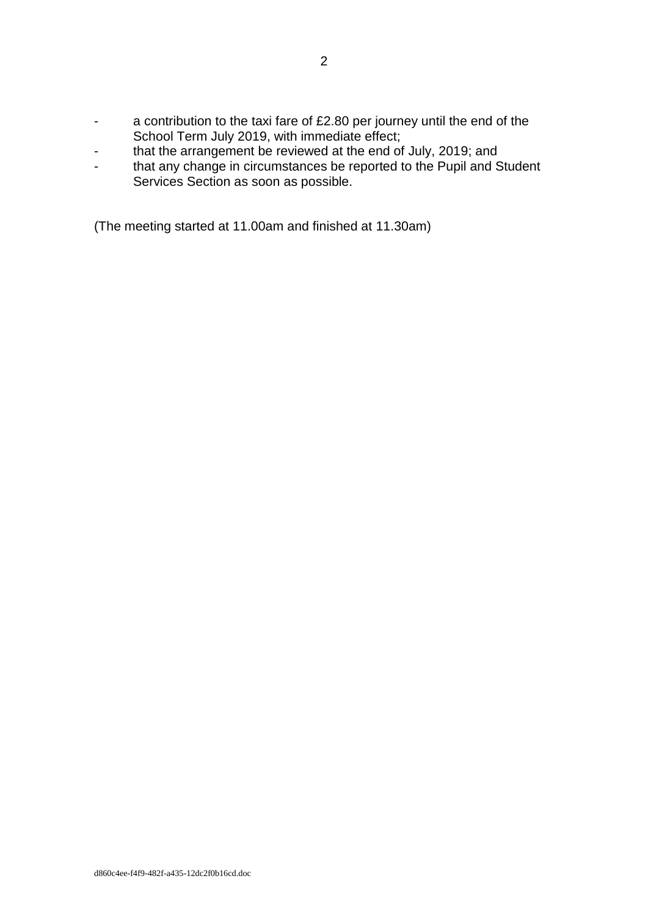- a contribution to the taxi fare of £2.80 per journey until the end of the School Term July 2019, with immediate effect;
- that the arrangement be reviewed at the end of July, 2019; and
- that any change in circumstances be reported to the Pupil and Student Services Section as soon as possible.

(The meeting started at 11.00am and finished at 11.30am)